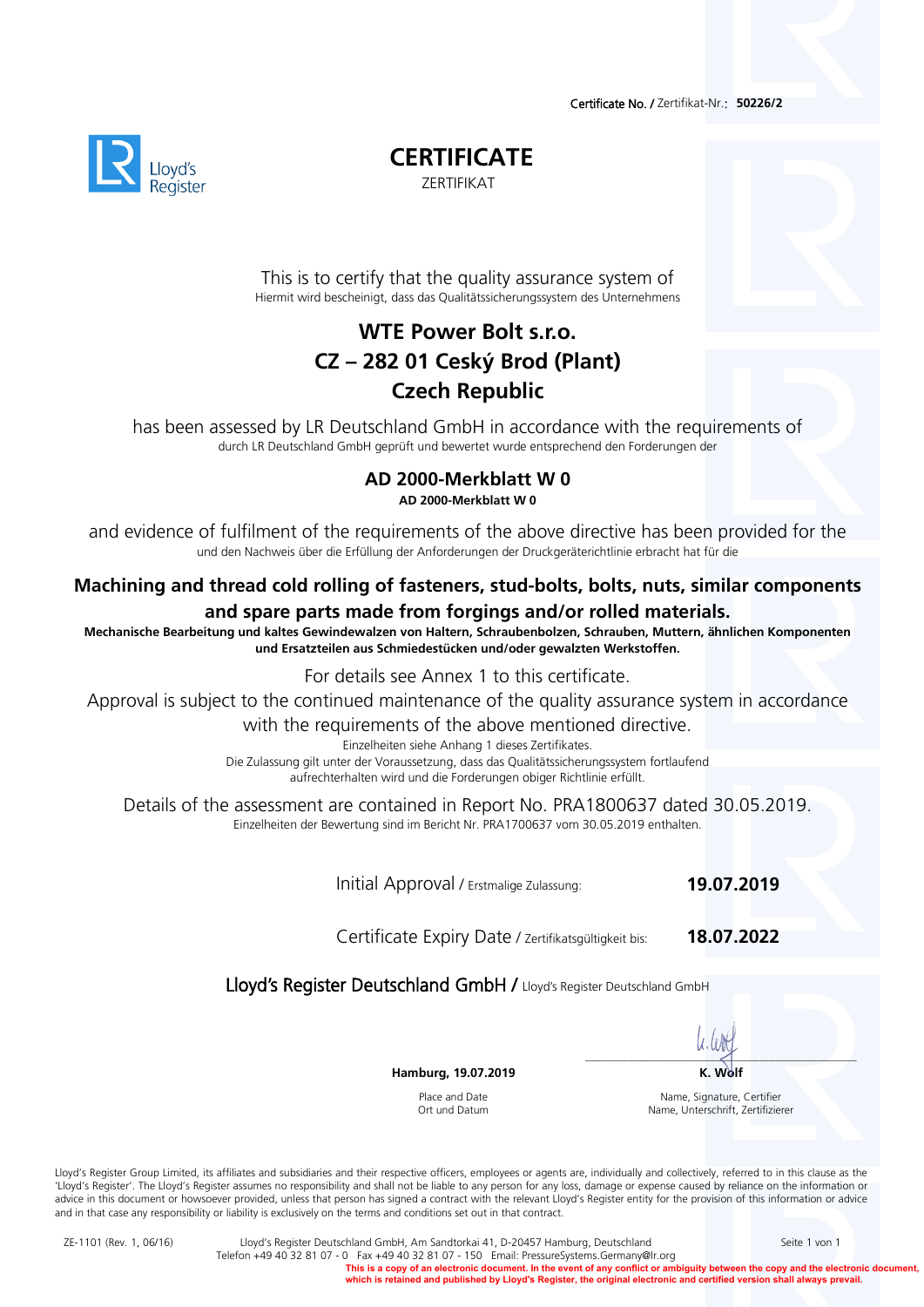Certificate No. / Zertifikat-Nr.: **50226/2**

Lloyd's Register

# CERTIFICATE

ZERTIFIKAT

This is to certify that the quality assurance system of
Hiermit wird bescheinigt, dass das Qualitätssicherungssystem des Unternehmens

## WTE Power Bolt s.r.o.
## CZ – 282 01 Ceský Brod (Plant)
## Czech Republic

has been assessed by LR Deutschland GmbH in accordance with the requirements of
durch LR Deutschland GmbH geprüft und bewertet wurde entsprechend den Forderungen der

### AD 2000-Merkblatt W 0

**AD 2000-Merkblatt W 0**

and evidence of fulfilment of the requirements of the above directive has been provided for the
und den Nachweis über die Erfüllung der Anforderungen der Druckgeräterichtlinie erbracht hat für die

**Machining and thread cold rolling of fasteners, stud-bolts, bolts, nuts, similar components and spare parts made from forgings and/or rolled materials.**

**Mechanische Bearbeitung und kaltes Gewindewalzen von Haltern, Schraubenbolzen, Schrauben, Muttern, ähnlichen Komponenten und Ersatzteilen aus Schmiedestücken und/oder gewalzten Werkstoffen.**

For details see Annex 1 to this certificate.
Approval is subject to the continued maintenance of the quality assurance system in accordance with the requirements of the above mentioned directive.

Einzelheiten siehe Anhang 1 dieses Zertifikates.
Die Zulassung gilt unter der Voraussetzung, dass das Qualitätssicherungssystem fortlaufend aufrechterhalten wird und die Forderungen obiger Richtlinie erfüllt.

Details of the assessment are contained in Report No. PRA1800637 dated 30.05.2019.
Einzelheiten der Bewertung sind im Bericht Nr. PRA1700637 vom 30.05.2019 enthalten.

Initial Approval / Erstmalige Zulassung: **19.07.2019**

Certificate Expiry Date / Zertifikatsgültigkeit bis: **18.07.2022**

Lloyd's Register Deutschland GmbH / Lloyd's Register Deutschland GmbH

**Hamburg, 19.07.2019**
Place and Date
Ort und Datum

**K. Wolf**
Name, Signature, Certifier
Name, Unterschrift, Zertifizierer

Lloyd's Register Group Limited, its affiliates and subsidiaries and their respective officers, employees or agents are, individually and collectively, referred to in this clause as the 'Lloyd's Register'. The Lloyd's Register assumes no responsibility and shall not be liable to any person for any loss, damage or expense caused by reliance on the information or advice in this document or howsoever provided, unless that person has signed a contract with the relevant Lloyd's Register entity for the provision of this information or advice and in that case any responsibility or liability is exclusively on the terms and conditions set out in that contract.

ZE-1101 (Rev. 1, 06/16) Lloyd's Register Deutschland GmbH, Am Sandtorkai 41, D-20457 Hamburg, Deutschland
Telefon +49 40 32 81 07 - 0 Fax +49 40 32 81 07 - 150 Email: PressureSystems.Germany@lr.org

**This is a copy of an electronic document. In the event of any conflict or ambiguity between the copy and the electronic document, which is retained and published by Lloyd's Register, the original electronic and certified version shall always prevail.**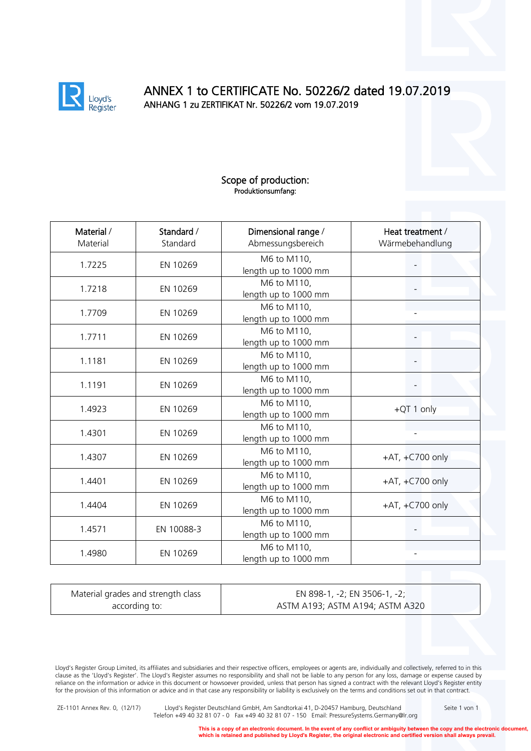Lloyd's Register

# ANNEX 1 to CERTIFICATE No. 50226/2 dated 19.07.2019

ANHANG 1 zu ZERTIFIKAT Nr. 50226/2 vom 19.07.2019

## Scope of production:

Produktionsumfang:

| Material / Material | Standard / Standard | Dimensional range / Abmessungsbereich | Heat treatment / Wärmebehandlung |
|---|---|---|---|
| 1.7225 | EN 10269 | M6 to M110, length up to 1000 mm | - |
| 1.7218 | EN 10269 | M6 to M110, length up to 1000 mm | - |
| 1.7709 | EN 10269 | M6 to M110, length up to 1000 mm | - |
| 1.7711 | EN 10269 | M6 to M110, length up to 1000 mm | - |
| 1.1181 | EN 10269 | M6 to M110, length up to 1000 mm | - |
| 1.1191 | EN 10269 | M6 to M110, length up to 1000 mm | - |
| 1.4923 | EN 10269 | M6 to M110, length up to 1000 mm | +QT 1 only |
| 1.4301 | EN 10269 | M6 to M110, length up to 1000 mm | - |
| 1.4307 | EN 10269 | M6 to M110, length up to 1000 mm | +AT, +C700 only |
| 1.4401 | EN 10269 | M6 to M110, length up to 1000 mm | +AT, +C700 only |
| 1.4404 | EN 10269 | M6 to M110, length up to 1000 mm | +AT, +C700 only |
| 1.4571 | EN 10088-3 | M6 to M110, length up to 1000 mm | - |
| 1.4980 | EN 10269 | M6 to M110, length up to 1000 mm | - |

| | |
|---|---|
| Material grades and strength class according to: | EN 898-1, -2; EN 3506-1, -2; ASTM A193; ASTM A194; ASTM A320 |

Lloyd's Register Group Limited, its affiliates and subsidiaries and their respective officers, employees or agents are, individually and collectively, referred to in this clause as the 'Lloyd's Register'. The Lloyd's Register assumes no responsibility and shall not be liable to any person for any loss, damage or expense caused by reliance on the information or advice in this document or howsoever provided, unless that person has signed a contract with the relevant Lloyd's Register entity for the provision of this information or advice and in that case any responsibility or liability is exclusively on the terms and conditions set out in that contract.

ZE-1101 Annex Rev. 0, (12/17) Lloyd's Register Deutschland GmbH, Am Sandtorkai 41, D-20457 Hamburg, Deutschland
Telefon +49 40 32 81 07 - 0 Fax +49 40 32 81 07 - 150 Email: PressureSystems.Germany@lr.org

**This is a copy of an electronic document. In the event of any conflict or ambiguity between the copy and the electronic document, which is retained and published by Lloyd's Register, the original electronic and certified version shall always prevail.**